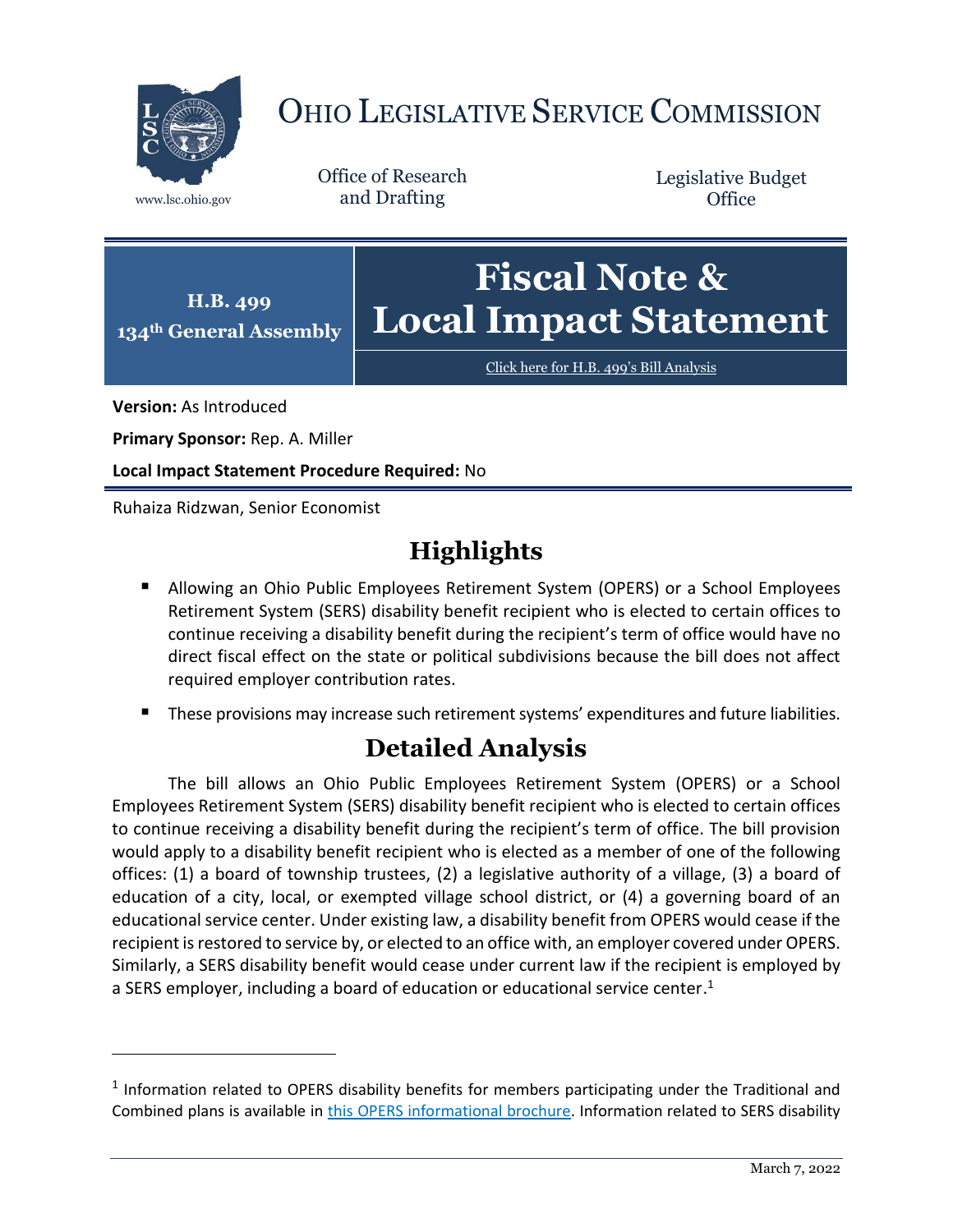# OHIO LEGISLATIVE SERVICE COMMISSION

www.lsc.ohio.gov

Office of Research and Drafting

Legislative Budget Office

**H.B. 499**
**134th General Assembly**

# Fiscal Note & Local Impact Statement

Click here for H.B. 499's Bill Analysis

**Version:** As Introduced

**Primary Sponsor:** Rep. A. Miller

**Local Impact Statement Procedure Required:** No

Ruhaiza Ridzwan, Senior Economist

## Highlights

- Allowing an Ohio Public Employees Retirement System (OPERS) or a School Employees Retirement System (SERS) disability benefit recipient who is elected to certain offices to continue receiving a disability benefit during the recipient's term of office would have no direct fiscal effect on the state or political subdivisions because the bill does not affect required employer contribution rates.
- These provisions may increase such retirement systems' expenditures and future liabilities.

## Detailed Analysis

The bill allows an Ohio Public Employees Retirement System (OPERS) or a School Employees Retirement System (SERS) disability benefit recipient who is elected to certain offices to continue receiving a disability benefit during the recipient's term of office. The bill provision would apply to a disability benefit recipient who is elected as a member of one of the following offices: (1) a board of township trustees, (2) a legislative authority of a village, (3) a board of education of a city, local, or exempted village school district, or (4) a governing board of an educational service center. Under existing law, a disability benefit from OPERS would cease if the recipient is restored to service by, or elected to an office with, an employer covered under OPERS. Similarly, a SERS disability benefit would cease under current law if the recipient is employed by a SERS employer, including a board of education or educational service center.[1]

[1] Information related to OPERS disability benefits for members participating under the Traditional and Combined plans is available in this OPERS informational brochure. Information related to SERS disability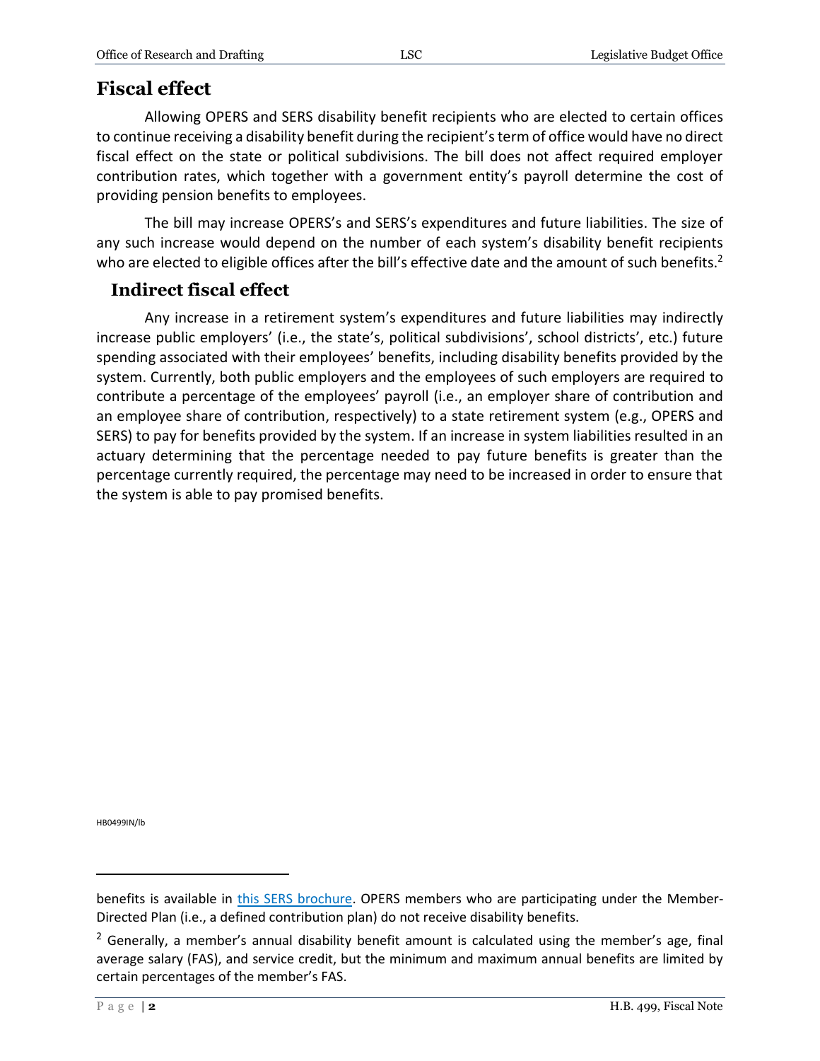## Fiscal effect

Allowing OPERS and SERS disability benefit recipients who are elected to certain offices to continue receiving a disability benefit during the recipient's term of office would have no direct fiscal effect on the state or political subdivisions. The bill does not affect required employer contribution rates, which together with a government entity's payroll determine the cost of providing pension benefits to employees.

The bill may increase OPERS's and SERS's expenditures and future liabilities. The size of any such increase would depend on the number of each system's disability benefit recipients who are elected to eligible offices after the bill's effective date and the amount of such benefits.[2]

### Indirect fiscal effect

Any increase in a retirement system's expenditures and future liabilities may indirectly increase public employers' (i.e., the state's, political subdivisions', school districts', etc.) future spending associated with their employees' benefits, including disability benefits provided by the system. Currently, both public employers and the employees of such employers are required to contribute a percentage of the employees' payroll (i.e., an employer share of contribution and an employee share of contribution, respectively) to a state retirement system (e.g., OPERS and SERS) to pay for benefits provided by the system. If an increase in system liabilities resulted in an actuary determining that the percentage needed to pay future benefits is greater than the percentage currently required, the percentage may need to be increased in order to ensure that the system is able to pay promised benefits.

HB0499IN/lb

---

benefits is available in this SERS brochure. OPERS members who are participating under the Member-Directed Plan (i.e., a defined contribution plan) do not receive disability benefits.

[2] Generally, a member's annual disability benefit amount is calculated using the member's age, final average salary (FAS), and service credit, but the minimum and maximum annual benefits are limited by certain percentages of the member's FAS.